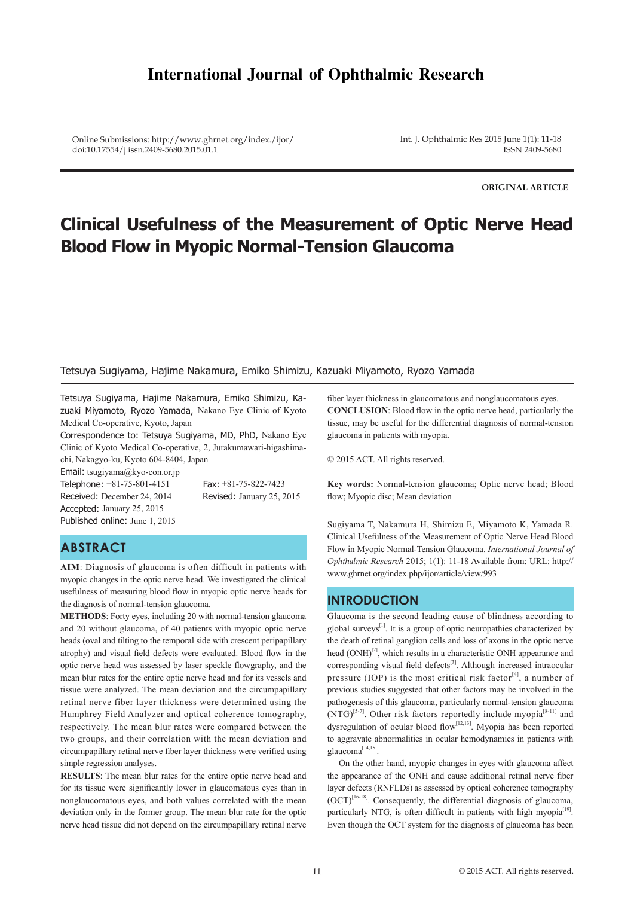# International Journal of Ophthalmic Research

Online Submissions: http://www.ghrnet.org/index./ijor/
doi:10.17554/j.issn.2409-5680.2015.01.1

Int. J. Ophthalmic Res 2015 June 1(1): 11-18
ISSN 2409-5680

**ORIGINAL ARTICLE**

# Clinical Usefulness of the Measurement of Optic Nerve Head Blood Flow in Myopic Normal-Tension Glaucoma

Tetsuya Sugiyama, Hajime Nakamura, Emiko Shimizu, Kazuaki Miyamoto, Ryozo Yamada

Tetsuya Sugiyama, Hajime Nakamura, Emiko Shimizu, Kazuaki Miyamoto, Ryozo Yamada, Nakano Eye Clinic of Kyoto Medical Co-operative, Kyoto, Japan

Correspondence to: Tetsuya Sugiyama, MD, PhD, Nakano Eye Clinic of Kyoto Medical Co-operative, 2, Jurakumawari-higashimachi, Nakagyo-ku, Kyoto 604-8404, Japan

Email: tsugiyama@kyo-con.or.jp

Telephone: +81-75-801-4151 Fax: +81-75-822-7423

Received: December 24, 2014 Revised: January 25, 2015

Accepted: January 25, 2015

Published online: June 1, 2015

## ABSTRACT

**AIM**: Diagnosis of glaucoma is often difficult in patients with myopic changes in the optic nerve head. We investigated the clinical usefulness of measuring blood flow in myopic optic nerve heads for the diagnosis of normal-tension glaucoma.

**METHODS**: Forty eyes, including 20 with normal-tension glaucoma and 20 without glaucoma, of 40 patients with myopic optic nerve heads (oval and tilting to the temporal side with crescent peripapillary atrophy) and visual field defects were evaluated. Blood flow in the optic nerve head was assessed by laser speckle flowgraphy, and the mean blur rates for the entire optic nerve head and for its vessels and tissue were analyzed. The mean deviation and the circumpapillary retinal nerve fiber layer thickness were determined using the Humphrey Field Analyzer and optical coherence tomography, respectively. The mean blur rates were compared between the two groups, and their correlation with the mean deviation and circumpapillary retinal nerve fiber layer thickness were verified using simple regression analyses.

**RESULTS**: The mean blur rates for the entire optic nerve head and for its tissue were significantly lower in glaucomatous eyes than in nonglaucomatous eyes, and both values correlated with the mean deviation only in the former group. The mean blur rate for the optic nerve head tissue did not depend on the circumpapillary retinal nerve fiber layer thickness in glaucomatous and nonglaucomatous eyes.

**CONCLUSION**: Blood flow in the optic nerve head, particularly the tissue, may be useful for the differential diagnosis of normal-tension glaucoma in patients with myopia.

© 2015 ACT. All rights reserved.

**Key words:** Normal-tension glaucoma; Optic nerve head; Blood flow; Myopic disc; Mean deviation

Sugiyama T, Nakamura H, Shimizu E, Miyamoto K, Yamada R. Clinical Usefulness of the Measurement of Optic Nerve Head Blood Flow in Myopic Normal-Tension Glaucoma. *International Journal of Ophthalmic Research* 2015; 1(1): 11-18 Available from: URL: http://www.ghrnet.org/index.php/ijor/article/view/993

## INTRODUCTION

Glaucoma is the second leading cause of blindness according to global surveys[1]. It is a group of optic neuropathies characterized by the death of retinal ganglion cells and loss of axons in the optic nerve head (ONH)[2], which results in a characteristic ONH appearance and corresponding visual field defects[3]. Although increased intraocular pressure (IOP) is the most critical risk factor[4], a number of previous studies suggested that other factors may be involved in the pathogenesis of this glaucoma, particularly normal-tension glaucoma (NTG)[5-7]. Other risk factors reportedly include myopia[8-11] and dysregulation of ocular blood flow[12,13]. Myopia has been reported to aggravate abnormalities in ocular hemodynamics in patients with glaucoma[14,15].

On the other hand, myopic changes in eyes with glaucoma affect the appearance of the ONH and cause additional retinal nerve fiber layer defects (RNFLDs) as assessed by optical coherence tomography (OCT)[16-18]. Consequently, the differential diagnosis of glaucoma, particularly NTG, is often difficult in patients with high myopia[19]. Even though the OCT system for the diagnosis of glaucoma has been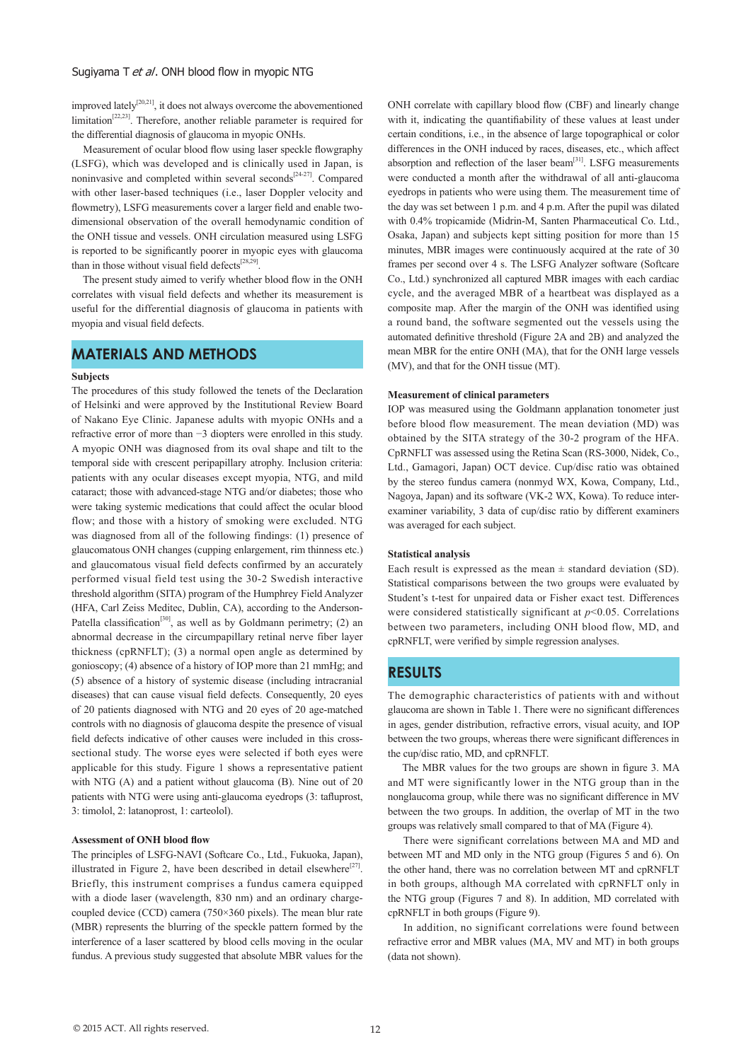improved lately[20,21], it does not always overcome the abovementioned limitation[22,23]. Therefore, another reliable parameter is required for the differential diagnosis of glaucoma in myopic ONHs.

Measurement of ocular blood flow using laser speckle flowgraphy (LSFG), which was developed and is clinically used in Japan, is noninvasive and completed within several seconds[24-27]. Compared with other laser-based techniques (i.e., laser Doppler velocity and flowmetry), LSFG measurements cover a larger field and enable two-dimensional observation of the overall hemodynamic condition of the ONH tissue and vessels. ONH circulation measured using LSFG is reported to be significantly poorer in myopic eyes with glaucoma than in those without visual field defects[28,29].

The present study aimed to verify whether blood flow in the ONH correlates with visual field defects and whether its measurement is useful for the differential diagnosis of glaucoma in patients with myopia and visual field defects.

## MATERIALS AND METHODS

### Subjects

The procedures of this study followed the tenets of the Declaration of Helsinki and were approved by the Institutional Review Board of Nakano Eye Clinic. Japanese adults with myopic ONHs and a refractive error of more than −3 diopters were enrolled in this study. A myopic ONH was diagnosed from its oval shape and tilt to the temporal side with crescent peripapillary atrophy. Inclusion criteria: patients with any ocular diseases except myopia, NTG, and mild cataract; those with advanced-stage NTG and/or diabetes; those who were taking systemic medications that could affect the ocular blood flow; and those with a history of smoking were excluded. NTG was diagnosed from all of the following findings: (1) presence of glaucomatous ONH changes (cupping enlargement, rim thinness etc.) and glaucomatous visual field defects confirmed by an accurately performed visual field test using the 30-2 Swedish interactive threshold algorithm (SITA) program of the Humphrey Field Analyzer (HFA, Carl Zeiss Meditec, Dublin, CA), according to the Anderson-Patella classification[30], as well as by Goldmann perimetry; (2) an abnormal decrease in the circumpapillary retinal nerve fiber layer thickness (cpRNFLT); (3) a normal open angle as determined by gonioscopy; (4) absence of a history of IOP more than 21 mmHg; and (5) absence of a history of systemic disease (including intracranial diseases) that can cause visual field defects. Consequently, 20 eyes of 20 patients diagnosed with NTG and 20 eyes of 20 age-matched controls with no diagnosis of glaucoma despite the presence of visual field defects indicative of other causes were included in this cross-sectional study. The worse eyes were selected if both eyes were applicable for this study. Figure 1 shows a representative patient with NTG (A) and a patient without glaucoma (B). Nine out of 20 patients with NTG were using anti-glaucoma eyedrops (3: tafluprost, 3: timolol, 2: latanoprost, 1: carteolol).

### Assessment of ONH blood flow

The principles of LSFG-NAVI (Softcare Co., Ltd., Fukuoka, Japan), illustrated in Figure 2, have been described in detail elsewhere[27]. Briefly, this instrument comprises a fundus camera equipped with a diode laser (wavelength, 830 nm) and an ordinary charge-coupled device (CCD) camera (750×360 pixels). The mean blur rate (MBR) represents the blurring of the speckle pattern formed by the interference of a laser scattered by blood cells moving in the ocular fundus. A previous study suggested that absolute MBR values for the ONH correlate with capillary blood flow (CBF) and linearly change with it, indicating the quantifiability of these values at least under certain conditions, i.e., in the absence of large topographical or color differences in the ONH induced by races, diseases, etc., which affect absorption and reflection of the laser beam[31]. LSFG measurements were conducted a month after the withdrawal of all anti-glaucoma eyedrops in patients who were using them. The measurement time of the day was set between 1 p.m. and 4 p.m. After the pupil was dilated with 0.4% tropicamide (Midrin-M, Santen Pharmaceutical Co. Ltd., Osaka, Japan) and subjects kept sitting position for more than 15 minutes, MBR images were continuously acquired at the rate of 30 frames per second over 4 s. The LSFG Analyzer software (Softcare Co., Ltd.) synchronized all captured MBR images with each cardiac cycle, and the averaged MBR of a heartbeat was displayed as a composite map. After the margin of the ONH was identified using a round band, the software segmented out the vessels using the automated definitive threshold (Figure 2A and 2B) and analyzed the mean MBR for the entire ONH (MA), that for the ONH large vessels (MV), and that for the ONH tissue (MT).

### Measurement of clinical parameters

IOP was measured using the Goldmann applanation tonometer just before blood flow measurement. The mean deviation (MD) was obtained by the SITA strategy of the 30-2 program of the HFA. CpRNFLT was assessed using the Retina Scan (RS-3000, Nidek, Co., Ltd., Gamagori, Japan) OCT device. Cup/disc ratio was obtained by the stereo fundus camera (nonmyd WX, Kowa, Company, Ltd., Nagoya, Japan) and its software (VK-2 WX, Kowa). To reduce inter-examiner variability, 3 data of cup/disc ratio by different examiners was averaged for each subject.

### Statistical analysis

Each result is expressed as the mean ± standard deviation (SD). Statistical comparisons between the two groups were evaluated by Student's t-test for unpaired data or Fisher exact test. Differences were considered statistically significant at $p<0.05$. Correlations between two parameters, including ONH blood flow, MD, and cpRNFLT, were verified by simple regression analyses.

## RESULTS

The demographic characteristics of patients with and without glaucoma are shown in Table 1. There were no significant differences in ages, gender distribution, refractive errors, visual acuity, and IOP between the two groups, whereas there were significant differences in the cup/disc ratio, MD, and cpRNFLT.

The MBR values for the two groups are shown in figure 3. MA and MT were significantly lower in the NTG group than in the nonglaucoma group, while there was no significant difference in MV between the two groups. In addition, the overlap of MT in the two groups was relatively small compared to that of MA (Figure 4).

There were significant correlations between MA and MD and between MT and MD only in the NTG group (Figures 5 and 6). On the other hand, there was no correlation between MT and cpRNFLT in both groups, although MA correlated with cpRNFLT only in the NTG group (Figures 7 and 8). In addition, MD correlated with cpRNFLT in both groups (Figure 9).

In addition, no significant correlations were found between refractive error and MBR values (MA, MV and MT) in both groups (data not shown).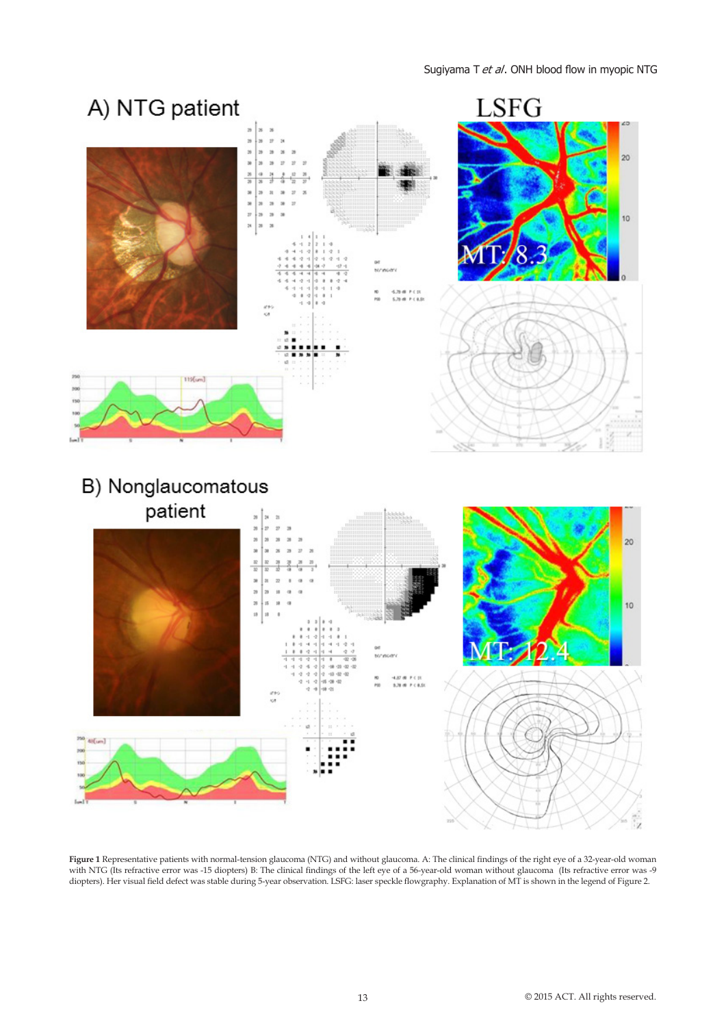**Figure 1** Representative patients with normal-tension glaucoma (NTG) and without glaucoma. A: The clinical findings of the right eye of a 32-year-old woman with NTG (Its refractive error was -15 diopters) B: The clinical findings of the left eye of a 56-year-old woman without glaucoma (Its refractive error was -9 diopters). Her visual field defect was stable during 5-year observation. LSFG: laser speckle flowgraphy. Explanation of MT is shown in the legend of Figure 2.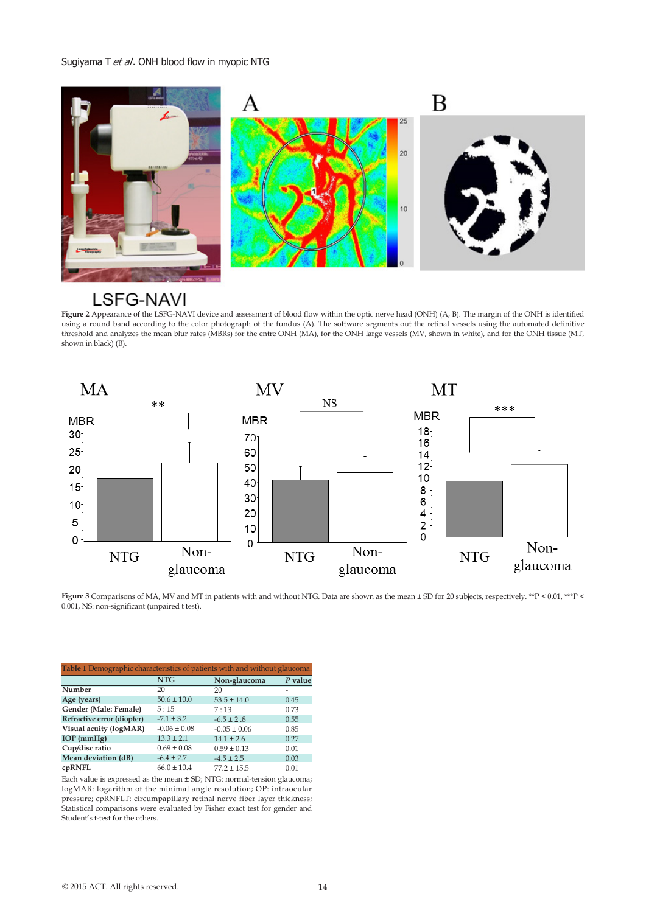**Figure 2** Appearance of the LSFG-NAVI device and assessment of blood flow within the optic nerve head (ONH) (A, B). The margin of the ONH is identified using a round band according to the color photograph of the fundus (A). The software segments out the retinal vessels using the automated definitive threshold and analyzes the mean blur rates (MBRs) for the entre ONH (MA), for the ONH large vessels (MV, shown in white), and for the ONH tissue (MT, shown in black) (B).

**Figure 3** Comparisons of MA, MV and MT in patients with and without NTG. Data are shown as the mean ± SD for 20 subjects, respectively. **P < 0.01, ***P < 0.001, NS: non-significant (unpaired t test).

**Table 1** Demographic characteristics of patients with and without glaucoma.

| | NTG | Non-glaucoma | *P* value |
|---|---|---|---|
| Number | 20 | 20 | - |
| Age (years) | 50.6 ± 10.0 | 53.5 ± 14.0 | 0.45 |
| Gender (Male: Female) | 5 : 15 | 7 : 13 | 0.73 |
| Refractive error (diopter) | -7.1 ± 3.2 | -6.5 ± 2 .8 | 0.55 |
| Visual acuity (logMAR) | -0.06 ± 0.08 | -0.05 ± 0.06 | 0.85 |
| IOP (mmHg) | 13.3 ± 2.1 | 14.1 ± 2.6 | 0.27 |
| Cup/disc ratio | 0.69 ± 0.08 | 0.59 ± 0.13 | 0.01 |
| Mean deviation (dB) | -6.4 ± 2.7 | -4.5 ± 2.5 | 0.03 |
| cpRNFL | 66.0 ± 10.4 | 77.2 ± 15.5 | 0.01 |

Each value is expressed as the mean ± SD; NTG: normal-tension glaucoma; logMAR: logarithm of the minimal angle resolution; OP: intraocular pressure; cpRNFLT: circumpapillary retinal nerve fiber layer thickness; Statistical comparisons were evaluated by Fisher exact test for gender and Student's t-test for the others.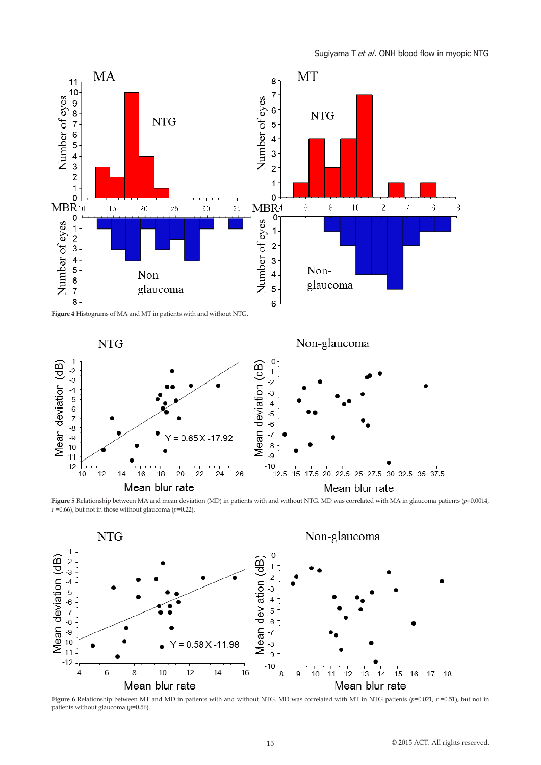**Figure 4** Histograms of MA and MT in patients with and without NTG.

**Figure 5** Relationship between MA and mean deviation (MD) in patients with and without NTG. MD was correlated with MA in glaucoma patients ($p$=0.0014, $r$ =0.66), but not in those without glaucoma ($p$=0.22).

**Figure 6** Relationship between MT and MD in patients with and without NTG. MD was correlated with MT in NTG patients ($p$=0.021, $r$ =0.51), but not in patients without glaucoma ($p$=0.56).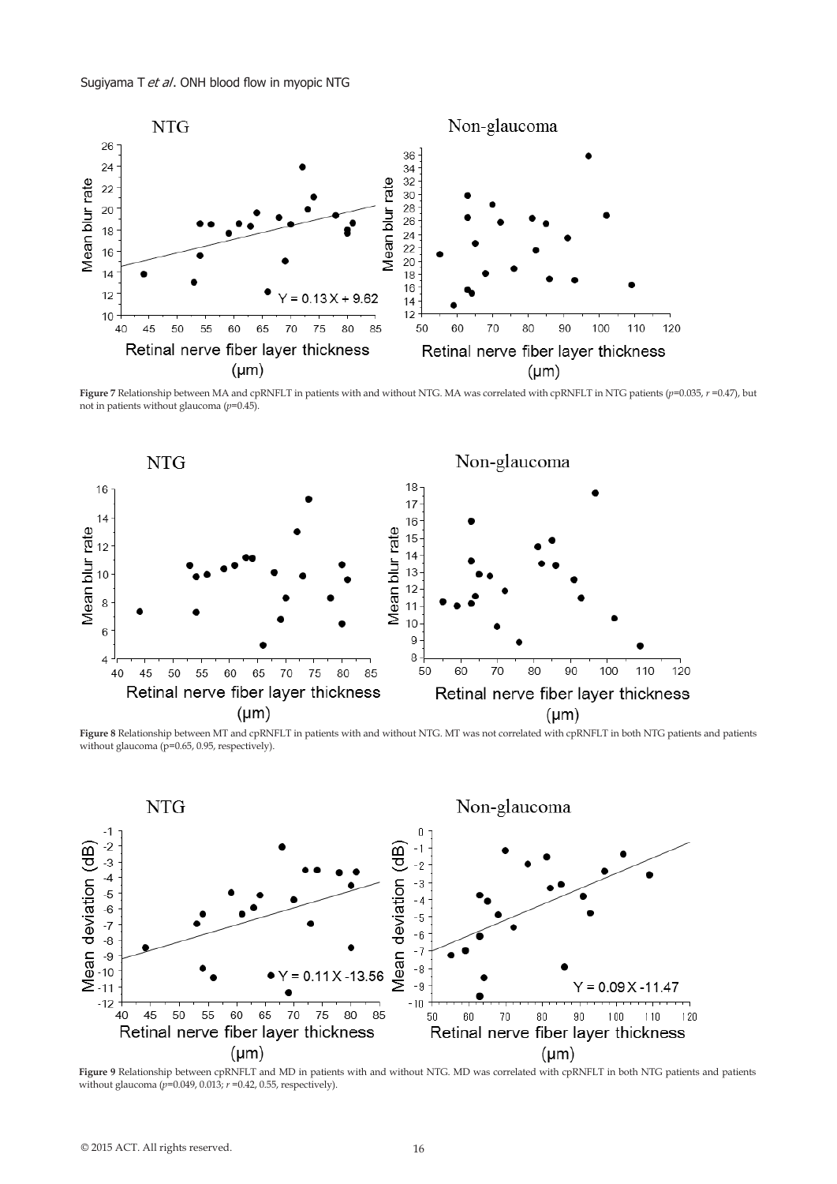**Figure 7** Relationship between MA and cpRNFLT in patients with and without NTG. MA was correlated with cpRNFLT in NTG patients ($p$=0.035, $r$ =0.47), but not in patients without glaucoma ($p$=0.45).

**Figure 8** Relationship between MT and cpRNFLT in patients with and without NTG. MT was not correlated with cpRNFLT in both NTG patients and patients without glaucoma (p=0.65, 0.95, respectively).

**Figure 9** Relationship between cpRNFLT and MD in patients with and without NTG. MD was correlated with cpRNFLT in both NTG patients and patients without glaucoma ($p$=0.049, 0.013; $r$ =0.42, 0.55, respectively).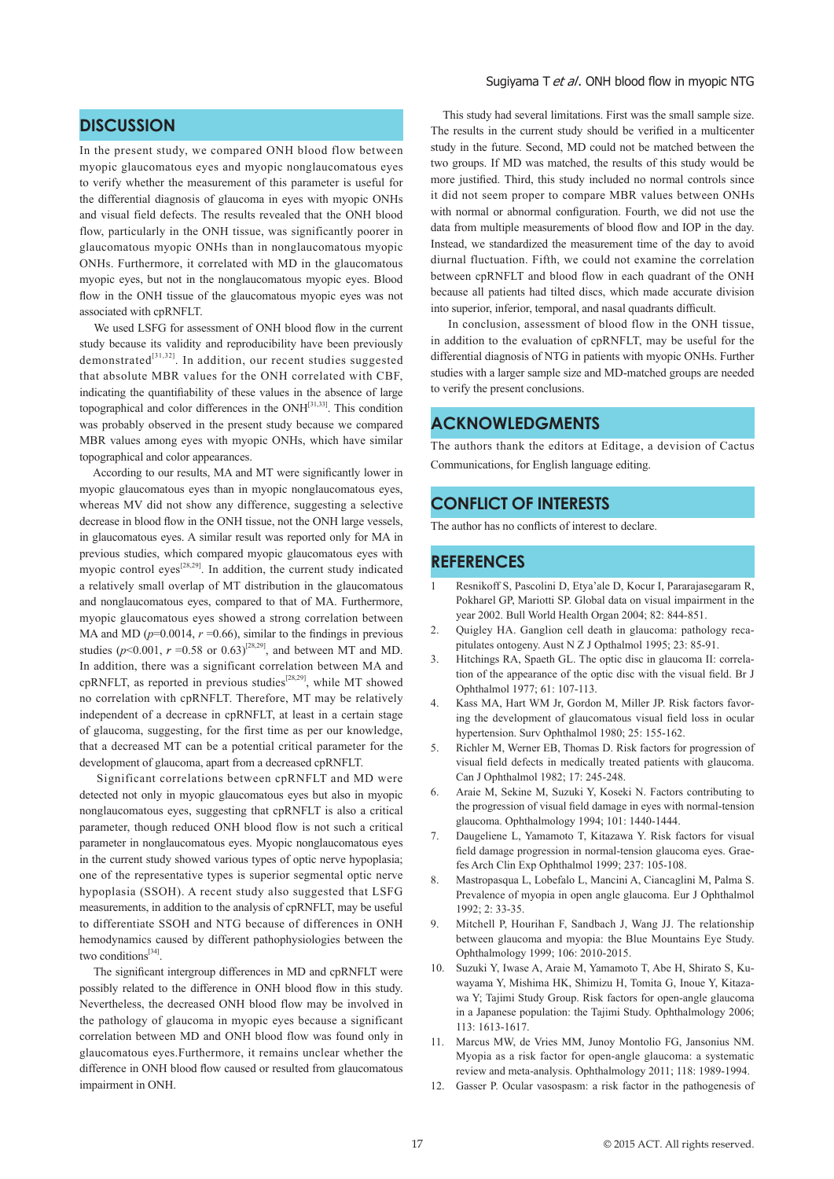## DISCUSSION

In the present study, we compared ONH blood flow between myopic glaucomatous eyes and myopic nonglaucomatous eyes to verify whether the measurement of this parameter is useful for the differential diagnosis of glaucoma in eyes with myopic ONHs and visual field defects. The results revealed that the ONH blood flow, particularly in the ONH tissue, was significantly poorer in glaucomatous myopic ONHs than in nonglaucomatous myopic ONHs. Furthermore, it correlated with MD in the glaucomatous myopic eyes, but not in the nonglaucomatous myopic eyes. Blood flow in the ONH tissue of the glaucomatous myopic eyes was not associated with cpRNFLT.

We used LSFG for assessment of ONH blood flow in the current study because its validity and reproducibility have been previously demonstrated[31,32]. In addition, our recent studies suggested that absolute MBR values for the ONH correlated with CBF, indicating the quantifiability of these values in the absence of large topographical and color differences in the ONH[31,33]. This condition was probably observed in the present study because we compared MBR values among eyes with myopic ONHs, which have similar topographical and color appearances.

According to our results, MA and MT were significantly lower in myopic glaucomatous eyes than in myopic nonglaucomatous eyes, whereas MV did not show any difference, suggesting a selective decrease in blood flow in the ONH tissue, not the ONH large vessels, in glaucomatous eyes. A similar result was reported only for MA in previous studies, which compared myopic glaucomatous eyes with myopic control eyes[28,29]. In addition, the current study indicated a relatively small overlap of MT distribution in the glaucomatous and nonglaucomatous eyes, compared to that of MA. Furthermore, myopic glaucomatous eyes showed a strong correlation between MA and MD ($p$=0.0014, $r$ =0.66), similar to the findings in previous studies ($p$<0.001, $r$ =0.58 or 0.63)[28,29], and between MT and MD. In addition, there was a significant correlation between MA and cpRNFLT, as reported in previous studies[28,29], while MT showed no correlation with cpRNFLT. Therefore, MT may be relatively independent of a decrease in cpRNFLT, at least in a certain stage of glaucoma, suggesting, for the first time as per our knowledge, that a decreased MT can be a potential critical parameter for the development of glaucoma, apart from a decreased cpRNFLT.

Significant correlations between cpRNFLT and MD were detected not only in myopic glaucomatous eyes but also in myopic nonglaucomatous eyes, suggesting that cpRNFLT is also a critical parameter, though reduced ONH blood flow is not such a critical parameter in nonglaucomatous eyes. Myopic nonglaucomatous eyes in the current study showed various types of optic nerve hypoplasia; one of the representative types is superior segmental optic nerve hypoplasia (SSOH). A recent study also suggested that LSFG measurements, in addition to the analysis of cpRNFLT, may be useful to differentiate SSOH and NTG because of differences in ONH hemodynamics caused by different pathophysiologies between the two conditions[34].

The significant intergroup differences in MD and cpRNFLT were possibly related to the difference in ONH blood flow in this study. Nevertheless, the decreased ONH blood flow may be involved in the pathology of glaucoma in myopic eyes because a significant correlation between MD and ONH blood flow was found only in glaucomatous eyes.Furthermore, it remains unclear whether the difference in ONH blood flow caused or resulted from glaucomatous impairment in ONH.

This study had several limitations. First was the small sample size. The results in the current study should be verified in a multicenter study in the future. Second, MD could not be matched between the two groups. If MD was matched, the results of this study would be more justified. Third, this study included no normal controls since it did not seem proper to compare MBR values between ONHs with normal or abnormal configuration. Fourth, we did not use the data from multiple measurements of blood flow and IOP in the day. Instead, we standardized the measurement time of the day to avoid diurnal fluctuation. Fifth, we could not examine the correlation between cpRNFLT and blood flow in each quadrant of the ONH because all patients had tilted discs, which made accurate division into superior, inferior, temporal, and nasal quadrants difficult.

In conclusion, assessment of blood flow in the ONH tissue, in addition to the evaluation of cpRNFLT, may be useful for the differential diagnosis of NTG in patients with myopic ONHs. Further studies with a larger sample size and MD-matched groups are needed to verify the present conclusions.

## ACKNOWLEDGMENTS

The authors thank the editors at Editage, a devision of Cactus Communications, for English language editing.

## CONFLICT OF INTERESTS

The author has no conflicts of interest to declare.

## REFERENCES

1. Resnikoff S, Pascolini D, Etya'ale D, Kocur I, Pararajasegaram R, Pokharel GP, Mariotti SP. Global data on visual impairment in the year 2002. Bull World Health Organ 2004; 82: 844-851.
2. Quigley HA. Ganglion cell death in glaucoma: pathology recapitulates ontogeny. Aust N Z J Opthalmol 1995; 23: 85-91.
3. Hitchings RA, Spaeth GL. The optic disc in glaucoma II: correlation of the appearance of the optic disc with the visual field. Br J Ophthalmol 1977; 61: 107-113.
4. Kass MA, Hart WM Jr, Gordon M, Miller JP. Risk factors favoring the development of glaucomatous visual field loss in ocular hypertension. Surv Ophthalmol 1980; 25: 155-162.
5. Richler M, Werner EB, Thomas D. Risk factors for progression of visual field defects in medically treated patients with glaucoma. Can J Ophthalmol 1982; 17: 245-248.
6. Araie M, Sekine M, Suzuki Y, Koseki N. Factors contributing to the progression of visual field damage in eyes with normal-tension glaucoma. Ophthalmology 1994; 101: 1440-1444.
7. Daugeliene L, Yamamoto T, Kitazawa Y. Risk factors for visual field damage progression in normal-tension glaucoma eyes. Graefes Arch Clin Exp Ophthalmol 1999; 237: 105-108.
8. Mastropasqua L, Lobefalo L, Mancini A, Ciancaglini M, Palma S. Prevalence of myopia in open angle glaucoma. Eur J Ophthalmol 1992; 2: 33-35.
9. Mitchell P, Hourihan F, Sandbach J, Wang JJ. The relationship between glaucoma and myopia: the Blue Mountains Eye Study. Ophthalmology 1999; 106: 2010-2015.
10. Suzuki Y, Iwase A, Araie M, Yamamoto T, Abe H, Shirato S, Kuwayama Y, Mishima HK, Shimizu H, Tomita G, Inoue Y, Kitazawa Y; Tajimi Study Group. Risk factors for open-angle glaucoma in a Japanese population: the Tajimi Study. Ophthalmology 2006; 113: 1613-1617.
11. Marcus MW, de Vries MM, Junoy Montolio FG, Jansonius NM. Myopia as a risk factor for open-angle glaucoma: a systematic review and meta-analysis. Ophthalmology 2011; 118: 1989-1994.
12. Gasser P. Ocular vasospasm: a risk factor in the pathogenesis of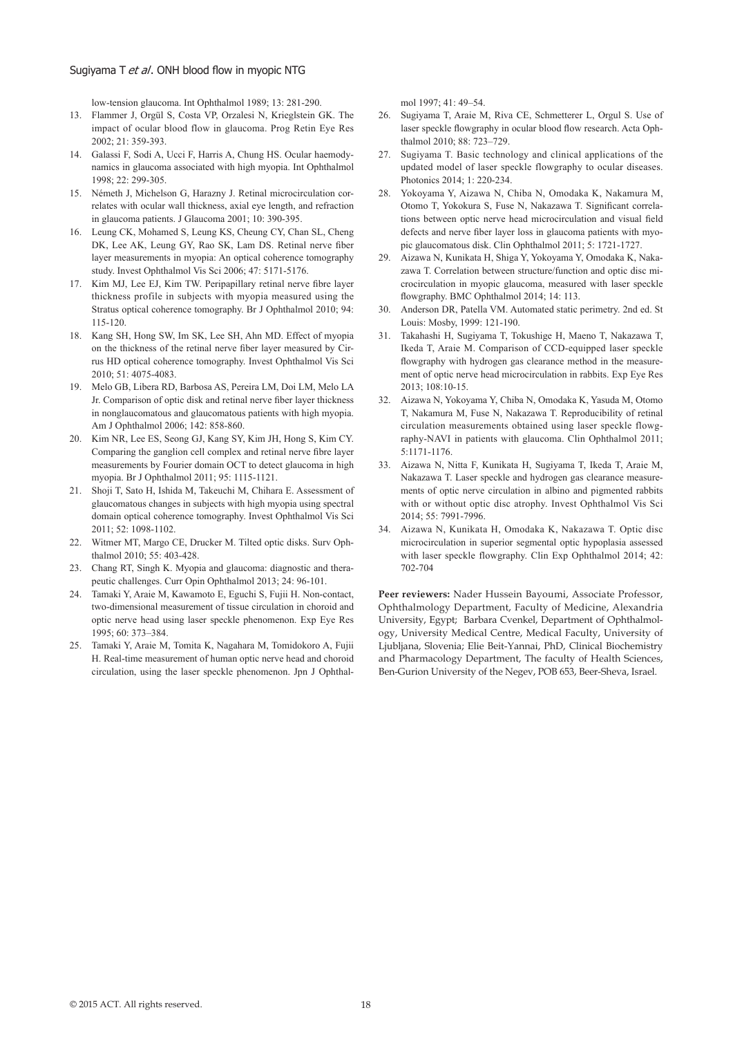low-tension glaucoma. Int Ophthalmol 1989; 13: 281-290.

13. Flammer J, Orgül S, Costa VP, Orzalesi N, Krieglstein GK. The impact of ocular blood flow in glaucoma. Prog Retin Eye Res 2002; 21: 359-393.
14. Galassi F, Sodi A, Ucci F, Harris A, Chung HS. Ocular haemodynamics in glaucoma associated with high myopia. Int Ophthalmol 1998; 22: 299-305.
15. Németh J, Michelson G, Harazny J. Retinal microcirculation correlates with ocular wall thickness, axial eye length, and refraction in glaucoma patients. J Glaucoma 2001; 10: 390-395.
16. Leung CK, Mohamed S, Leung KS, Cheung CY, Chan SL, Cheng DK, Lee AK, Leung GY, Rao SK, Lam DS. Retinal nerve fiber layer measurements in myopia: An optical coherence tomography study. Invest Ophthalmol Vis Sci 2006; 47: 5171-5176.
17. Kim MJ, Lee EJ, Kim TW. Peripapillary retinal nerve fibre layer thickness profile in subjects with myopia measured using the Stratus optical coherence tomography. Br J Ophthalmol 2010; 94: 115-120.
18. Kang SH, Hong SW, Im SK, Lee SH, Ahn MD. Effect of myopia on the thickness of the retinal nerve fiber layer measured by Cirrus HD optical coherence tomography. Invest Ophthalmol Vis Sci 2010; 51: 4075-4083.
19. Melo GB, Libera RD, Barbosa AS, Pereira LM, Doi LM, Melo LA Jr. Comparison of optic disk and retinal nerve fiber layer thickness in nonglaucomatous and glaucomatous patients with high myopia. Am J Ophthalmol 2006; 142: 858-860.
20. Kim NR, Lee ES, Seong GJ, Kang SY, Kim JH, Hong S, Kim CY. Comparing the ganglion cell complex and retinal nerve fibre layer measurements by Fourier domain OCT to detect glaucoma in high myopia. Br J Ophthalmol 2011; 95: 1115-1121.
21. Shoji T, Sato H, Ishida M, Takeuchi M, Chihara E. Assessment of glaucomatous changes in subjects with high myopia using spectral domain optical coherence tomography. Invest Ophthalmol Vis Sci 2011; 52: 1098-1102.
22. Witmer MT, Margo CE, Drucker M. Tilted optic disks. Surv Ophthalmol 2010; 55: 403-428.
23. Chang RT, Singh K. Myopia and glaucoma: diagnostic and therapeutic challenges. Curr Opin Ophthalmol 2013; 24: 96-101.
24. Tamaki Y, Araie M, Kawamoto E, Eguchi S, Fujii H. Non-contact, two-dimensional measurement of tissue circulation in choroid and optic nerve head using laser speckle phenomenon. Exp Eye Res 1995; 60: 373–384.
25. Tamaki Y, Araie M, Tomita K, Nagahara M, Tomidokoro A, Fujii H. Real-time measurement of human optic nerve head and choroid circulation, using the laser speckle phenomenon. Jpn J Ophthalmol 1997; 41: 49–54.
26. Sugiyama T, Araie M, Riva CE, Schmetterer L, Orgul S. Use of laser speckle flowgraphy in ocular blood flow research. Acta Ophthalmol 2010; 88: 723–729.
27. Sugiyama T. Basic technology and clinical applications of the updated model of laser speckle flowgraphy to ocular diseases. Photonics 2014; 1: 220-234.
28. Yokoyama Y, Aizawa N, Chiba N, Omodaka K, Nakamura M, Otomo T, Yokokura S, Fuse N, Nakazawa T. Significant correlations between optic nerve head microcirculation and visual field defects and nerve fiber layer loss in glaucoma patients with myopic glaucomatous disk. Clin Ophthalmol 2011; 5: 1721-1727.
29. Aizawa N, Kunikata H, Shiga Y, Yokoyama Y, Omodaka K, Nakazawa T. Correlation between structure/function and optic disc microcirculation in myopic glaucoma, measured with laser speckle flowgraphy. BMC Ophthalmol 2014; 14: 113.
30. Anderson DR, Patella VM. Automated static perimetry. 2nd ed. St Louis: Mosby, 1999: 121-190.
31. Takahashi H, Sugiyama T, Tokushige H, Maeno T, Nakazawa T, Ikeda T, Araie M. Comparison of CCD-equipped laser speckle flowgraphy with hydrogen gas clearance method in the measurement of optic nerve head microcirculation in rabbits. Exp Eye Res 2013; 108:10-15.
32. Aizawa N, Yokoyama Y, Chiba N, Omodaka K, Yasuda M, Otomo T, Nakamura M, Fuse N, Nakazawa T. Reproducibility of retinal circulation measurements obtained using laser speckle flowgraphy-NAVI in patients with glaucoma. Clin Ophthalmol 2011; 5:1171-1176.
33. Aizawa N, Nitta F, Kunikata H, Sugiyama T, Ikeda T, Araie M, Nakazawa T. Laser speckle and hydrogen gas clearance measurements of optic nerve circulation in albino and pigmented rabbits with or without optic disc atrophy. Invest Ophthalmol Vis Sci 2014; 55: 7991-7996.
34. Aizawa N, Kunikata H, Omodaka K, Nakazawa T. Optic disc microcirculation in superior segmental optic hypoplasia assessed with laser speckle flowgraphy. Clin Exp Ophthalmol 2014; 42: 702-704

**Peer reviewers:** Nader Hussein Bayoumi, Associate Professor, Ophthalmology Department, Faculty of Medicine, Alexandria University, Egypt; Barbara Cvenkel, Department of Ophthalmology, University Medical Centre, Medical Faculty, University of Ljubljana, Slovenia; Elie Beit-Yannai, PhD, Clinical Biochemistry and Pharmacology Department, The faculty of Health Sciences, Ben-Gurion University of the Negev, POB 653, Beer-Sheva, Israel.